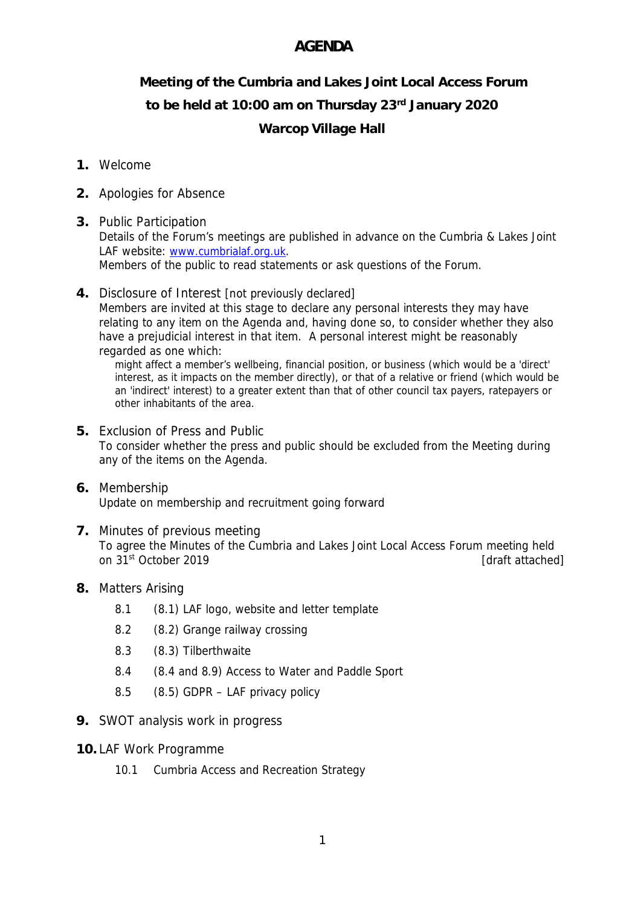# AGENDA

## Meeting of the Cumbria and Lakes Joint Local Access Forum to be held at 10:00 am on Thursday 23rd January 2020 Warcop Village Hall

1. Welcome

2. Apologies for Absence

3. Public Participation
   Details of the Forum's meetings are published in advance on the Cumbria & Lakes Joint LAF website: www.cumbrialaf.org.uk.
   Members of the public to read statements or ask questions of the Forum.

4. Disclosure of Interest [not previously declared]
   Members are invited at this stage to declare any personal interests they may have relating to any item on the Agenda and, having done so, to consider whether they also have a prejudicial interest in that item. A personal interest might be reasonably regarded as one which:

   might affect a member's wellbeing, financial position, or business (which would be a 'direct' interest, as it impacts on the member directly), or that of a relative or friend (which would be an 'indirect' interest) to a greater extent than that of other council tax payers, ratepayers or other inhabitants of the area.

5. Exclusion of Press and Public
   To consider whether the press and public should be excluded from the Meeting during any of the items on the Agenda.

6. Membership
   Update on membership and recruitment going forward

7. Minutes of previous meeting
   To agree the Minutes of the Cumbria and Lakes Joint Local Access Forum meeting held on 31st October 2019 [draft attached]

8. Matters Arising
   - 8.1 (8.1) LAF logo, website and letter template
   - 8.2 (8.2) Grange railway crossing
   - 8.3 (8.3) Tilberthwaite
   - 8.4 (8.4 and 8.9) Access to Water and Paddle Sport
   - 8.5 (8.5) GDPR – LAF privacy policy

9. SWOT analysis work in progress

10. LAF Work Programme
    - 10.1 Cumbria Access and Recreation Strategy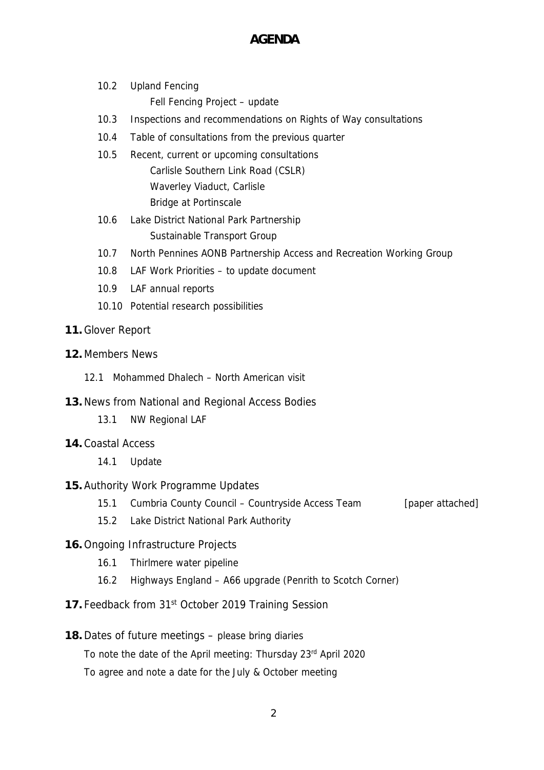# AGENDA

10.2 Upland Fencing
   Fell Fencing Project – update

10.3 Inspections and recommendations on Rights of Way consultations

10.4 Table of consultations from the previous quarter

10.5 Recent, current or upcoming consultations
   Carlisle Southern Link Road (CSLR)
   Waverley Viaduct, Carlisle
   Bridge at Portinscale

10.6 Lake District National Park Partnership
   Sustainable Transport Group

10.7 North Pennines AONB Partnership Access and Recreation Working Group

10.8 LAF Work Priorities – to update document

10.9 LAF annual reports

10.10 Potential research possibilities

**11.** Glover Report

**12.** Members News

12.1 Mohammed Dhalech – North American visit

**13.** News from National and Regional Access Bodies

13.1 NW Regional LAF

**14.** Coastal Access

14.1 Update

**15.** Authority Work Programme Updates

15.1 Cumbria County Council – Countryside Access Team [paper attached]

15.2 Lake District National Park Authority

**16.** Ongoing Infrastructure Projects

16.1 Thirlmere water pipeline

16.2 Highways England – A66 upgrade (Penrith to Scotch Corner)

**17.** Feedback from 31st October 2019 Training Session

**18.** Dates of future meetings – please bring diaries

To note the date of the April meeting: Thursday 23rd April 2020

To agree and note a date for the July & October meeting